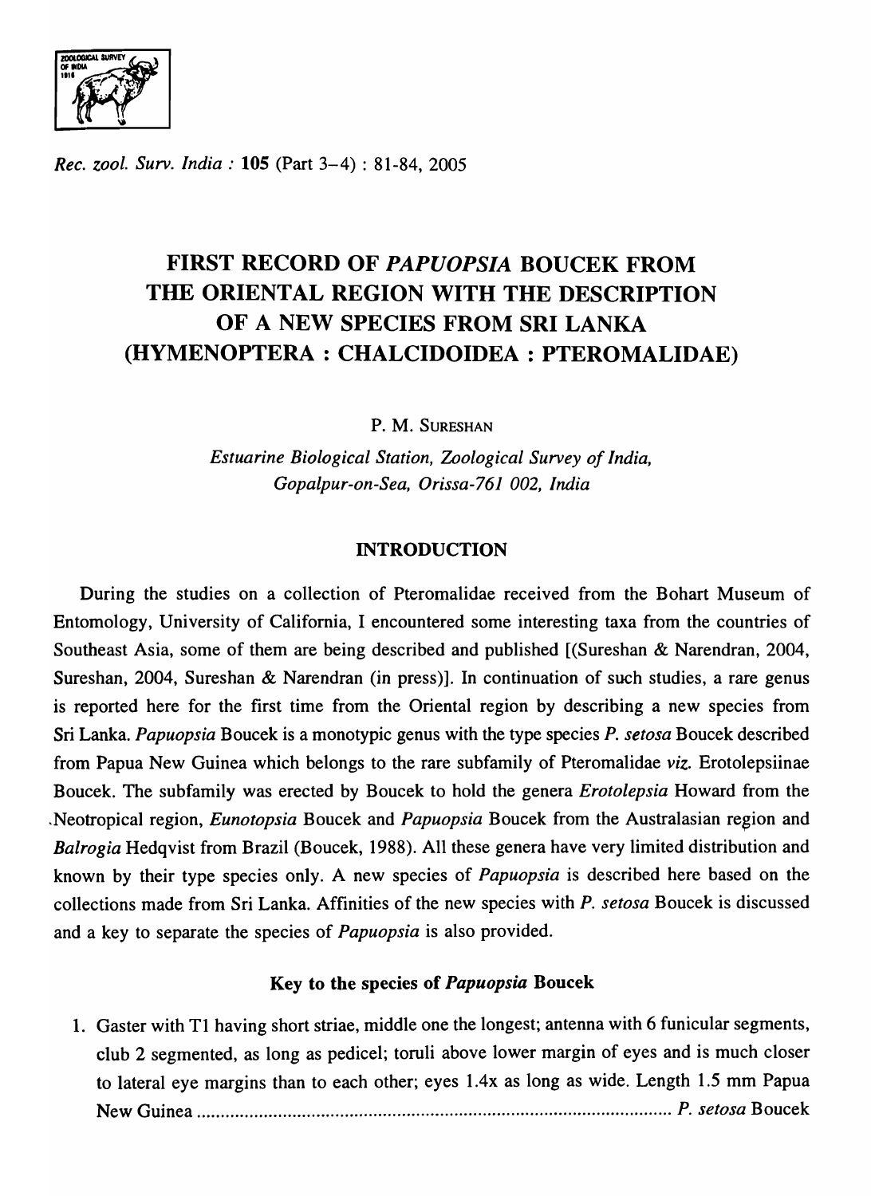# FIRST RECORD OF *PAPUOPSIA* BOUCEK FROM THE ORIENTAL REGION WITH THE DESCRIPTION OF A NEW SPECIES FROM SRI LANKA (HYMENOPTERA : CHALCIDOIDEA : PTEROMALIDAE)

P. M. SURESHAN

*Estuarine Biological Station, Zoological Survey of India, Gopalpur-on-Sea, Orissa-761 002, India*

## INTRODUCTION

During the studies on a collection of Pteromalidae received from the Bohart Museum of Entomology, University of California, I encountered some interesting taxa from the countries of Southeast Asia, some of them are being described and published [(Sureshan & Narendran, 2004, Sureshan, 2004, Sureshan & Narendran (in press)]. In continuation of such studies, a rare genus is reported here for the first time from the Oriental region by describing a new species from Sri Lanka. *Papuopsia* Boucek is a monotypic genus with the type species *P. setosa* Boucek described from Papua New Guinea which belongs to the rare subfamily of Pteromalidae *viz.* Erotolepsiinae Boucek. The subfamily was erected by Boucek to hold the genera *Erotolepsia* Howard from the Neotropical region, *Eunotopsia* Boucek and *Papuopsia* Boucek from the Australasian region and *Balrogia* Hedqvist from Brazil (Boucek, 1988). All these genera have very limited distribution and known by their type species only. A new species of *Papuopsia* is described here based on the collections made from Sri Lanka. Affinities of the new species with *P. setosa* Boucek is discussed and a key to separate the species of *Papuopsia* is also provided.

### Key to the species of *Papuopsia* Boucek

1. Gaster with T1 having short striae, middle one the longest; antenna with 6 funicular segments, club 2 segmented, as long as pedicel; toruli above lower margin of eyes and is much closer to lateral eye margins than to each other; eyes 1.4x as long as wide. Length 1.5 mm Papua New Guinea ........................................................................................................ *P. setosa* Boucek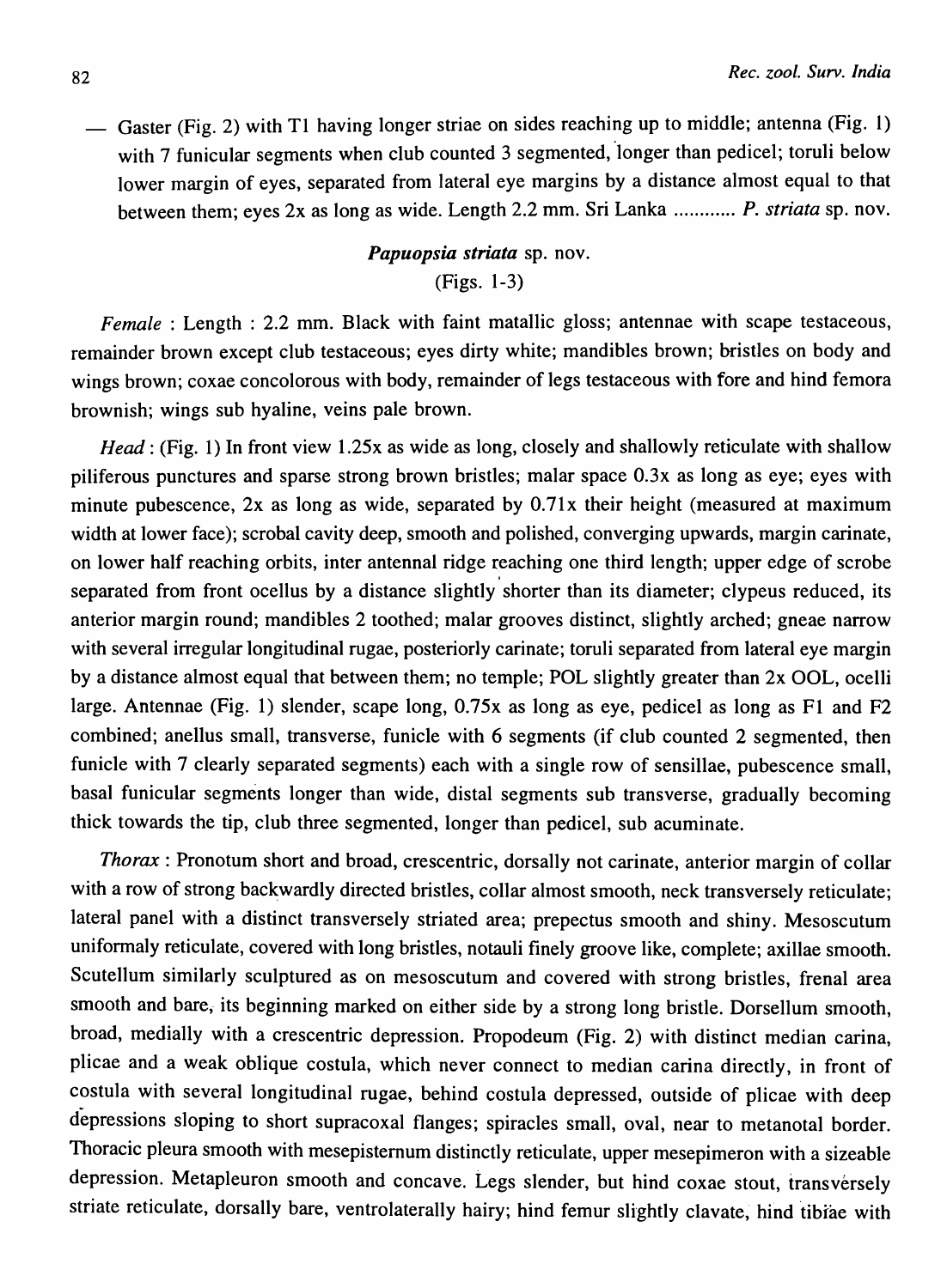— Gaster (Fig. 2) with T1 having longer striae on sides reaching up to middle; antenna (Fig. 1) with 7 funicular segments when club counted 3 segmented, longer than pedicel; toruli below lower margin of eyes, separated from lateral eye margins by a distance almost equal to that between them; eyes 2x as long as wide. Length 2.2 mm. Sri Lanka ............ *P. striata* sp. nov.

### *Papuopsia striata* sp. nov.

(Figs. 1-3)

*Female* : Length : 2.2 mm. Black with faint matallic gloss; antennae with scape testaceous, remainder brown except club testaceous; eyes dirty white; mandibles brown; bristles on body and wings brown; coxae concolorous with body, remainder of legs testaceous with fore and hind femora brownish; wings sub hyaline, veins pale brown.

*Head* : (Fig. 1) In front view 1.25x as wide as long, closely and shallowly reticulate with shallow piliferous punctures and sparse strong brown bristles; malar space 0.3x as long as eye; eyes with minute pubescence, 2x as long as wide, separated by 0.71x their height (measured at maximum width at lower face); scrobal cavity deep, smooth and polished, converging upwards, margin carinate, on lower half reaching orbits, inter antennal ridge reaching one third length; upper edge of scrobe separated from front ocellus by a distance slightly shorter than its diameter; clypeus reduced, its anterior margin round; mandibles 2 toothed; malar grooves distinct, slightly arched; gneae narrow with several irregular longitudinal rugae, posteriorly carinate; toruli separated from lateral eye margin by a distance almost equal that between them; no temple; POL slightly greater than 2x OOL, ocelli large. Antennae (Fig. 1) slender, scape long, 0.75x as long as eye, pedicel as long as F1 and F2 combined; anellus small, transverse, funicle with 6 segments (if club counted 2 segmented, then funicle with 7 clearly separated segments) each with a single row of sensillae, pubescence small, basal funicular segments longer than wide, distal segments sub transverse, gradually becoming thick towards the tip, club three segmented, longer than pedicel, sub acuminate.

*Thorax* : Pronotum short and broad, crescentric, dorsally not carinate, anterior margin of collar with a row of strong backwardly directed bristles, collar almost smooth, neck transversely reticulate; lateral panel with a distinct transversely striated area; prepectus smooth and shiny. Mesoscutum uniformaly reticulate, covered with long bristles, notauli finely groove like, complete; axillae smooth. Scutellum similarly sculptured as on mesoscutum and covered with strong bristles, frenal area smooth and bare, its beginning marked on either side by a strong long bristle. Dorsellum smooth, broad, medially with a crescentric depression. Propodeum (Fig. 2) with distinct median carina, plicae and a weak oblique costula, which never connect to median carina directly, in front of costula with several longitudinal rugae, behind costula depressed, outside of plicae with deep depressions sloping to short supracoxal flanges; spiracles small, oval, near to metanotal border. Thoracic pleura smooth with mesepisternum distinctly reticulate, upper mesepimeron with a sizeable depression. Metapleuron smooth and concave. Legs slender, but hind coxae stout, transversely striate reticulate, dorsally bare, ventrolaterally hairy; hind femur slightly clavate, hind tibiae with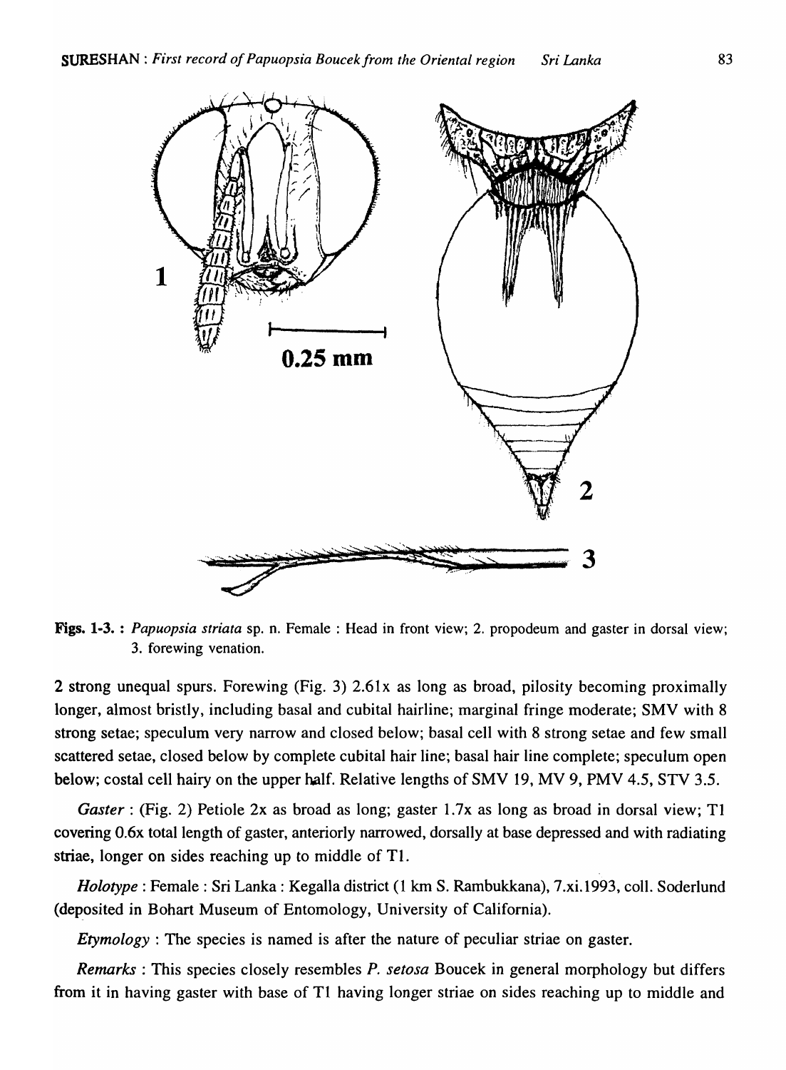**Figs. 1-3. :** *Papuopsia striata* sp. n. Female : Head in front view; 2. propodeum and gaster in dorsal view; 3. forewing venation.

2 strong unequal spurs. Forewing (Fig. 3) 2.61x as long as broad, pilosity becoming proximally longer, almost bristly, including basal and cubital hairline; marginal fringe moderate; SMV with 8 strong setae; speculum very narrow and closed below; basal cell with 8 strong setae and few small scattered setae, closed below by complete cubital hair line; basal hair line complete; speculum open below; costal cell hairy on the upper half. Relative lengths of SMV 19, MV 9, PMV 4.5, STV 3.5.

*Gaster* : (Fig. 2) Petiole 2x as broad as long; gaster 1.7x as long as broad in dorsal view; T1 covering 0.6x total length of gaster, anteriorly narrowed, dorsally at base depressed and with radiating striae, longer on sides reaching up to middle of T1.

*Holotype* : Female : Sri Lanka : Kegalla district (1 km S. Rambukkana), 7.xi.1993, coll. Soderlund (deposited in Bohart Museum of Entomology, University of California).

*Etymology* : The species is named is after the nature of peculiar striae on gaster.

*Remarks* : This species closely resembles *P. setosa* Boucek in general morphology but differs from it in having gaster with base of T1 having longer striae on sides reaching up to middle and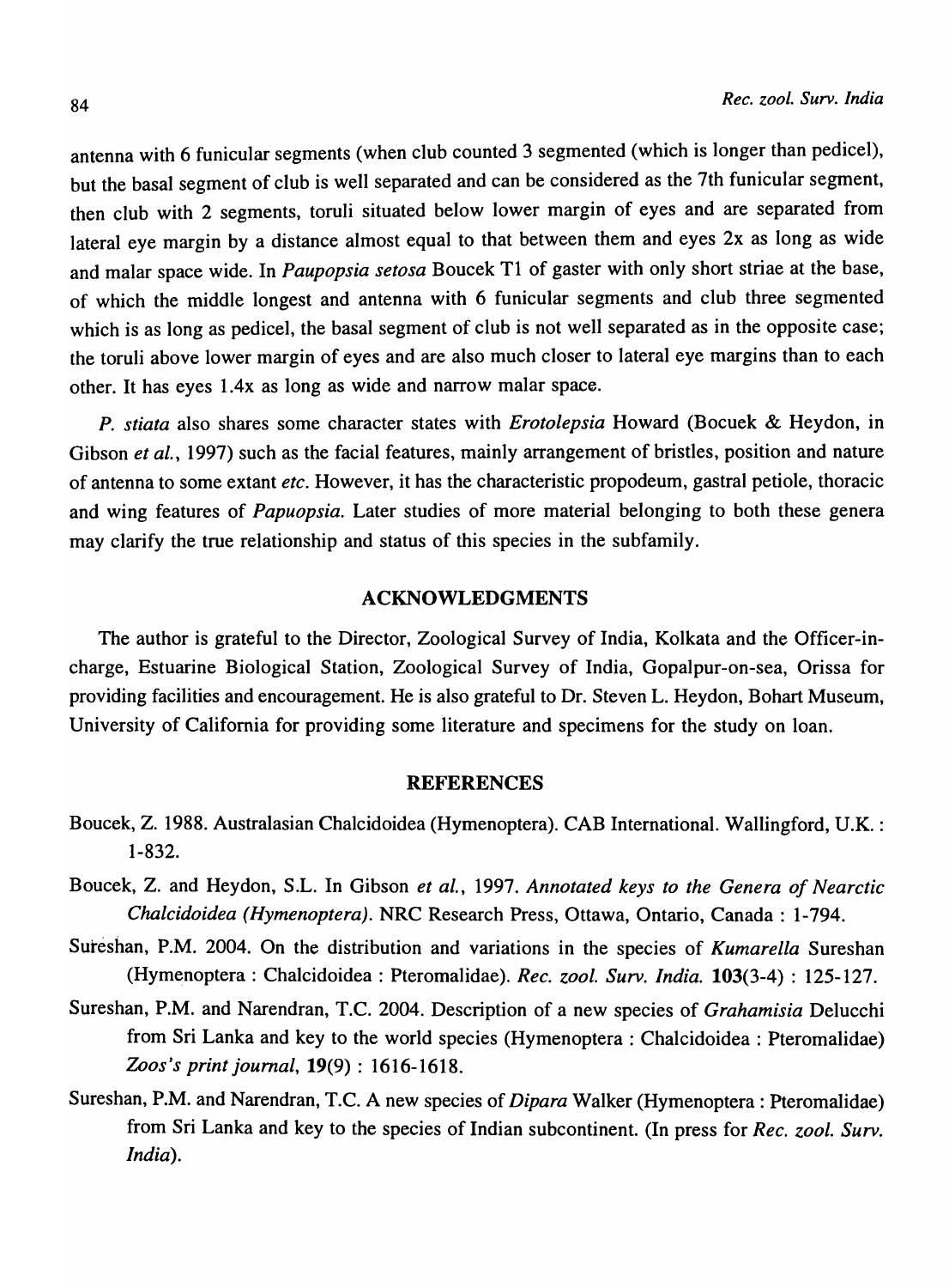antenna with 6 funicular segments (when club counted 3 segmented (which is longer than pedicel), but the basal segment of club is well separated and can be considered as the 7th funicular segment, then club with 2 segments, toruli situated below lower margin of eyes and are separated from lateral eye margin by a distance almost equal to that between them and eyes 2x as long as wide and malar space wide. In *Paupopsia setosa* Boucek T1 of gaster with only short striae at the base, of which the middle longest and antenna with 6 funicular segments and club three segmented which is as long as pedicel, the basal segment of club is not well separated as in the opposite case; the toruli above lower margin of eyes and are also much closer to lateral eye margins than to each other. It has eyes 1.4x as long as wide and narrow malar space.

*P. stiata* also shares some character states with *Erotolepsia* Howard (Bocuek & Heydon, in Gibson *et al.*, 1997) such as the facial features, mainly arrangement of bristles, position and nature of antenna to some extant *etc*. However, it has the characteristic propodeum, gastral petiole, thoracic and wing features of *Papuopsia*. Later studies of more material belonging to both these genera may clarify the true relationship and status of this species in the subfamily.

## ACKNOWLEDGMENTS

The author is grateful to the Director, Zoological Survey of India, Kolkata and the Officer-in-charge, Estuarine Biological Station, Zoological Survey of India, Gopalpur-on-sea, Orissa for providing facilities and encouragement. He is also grateful to Dr. Steven L. Heydon, Bohart Museum, University of California for providing some literature and specimens for the study on loan.

## REFERENCES

Boucek, Z. 1988. Australasian Chalcidoidea (Hymenoptera). CAB International. Wallingford, U.K. : 1-832.

Boucek, Z. and Heydon, S.L. In Gibson *et al.*, 1997. *Annotated keys to the Genera of Nearctic Chalcidoidea (Hymenoptera)*. NRC Research Press, Ottawa, Ontario, Canada : 1-794.

Sureshan, P.M. 2004. On the distribution and variations in the species of *Kumarella* Sureshan (Hymenoptera : Chalcidoidea : Pteromalidae). *Rec. zool. Surv. India.* **103**(3-4) : 125-127.

Sureshan, P.M. and Narendran, T.C. 2004. Description of a new species of *Grahamisia* Delucchi from Sri Lanka and key to the world species (Hymenoptera : Chalcidoidea : Pteromalidae) *Zoos's print journal*, **19**(9) : 1616-1618.

Sureshan, P.M. and Narendran, T.C. A new species of *Dipara* Walker (Hymenoptera : Pteromalidae) from Sri Lanka and key to the species of Indian subcontinent. (In press for *Rec. zool. Surv. India*).